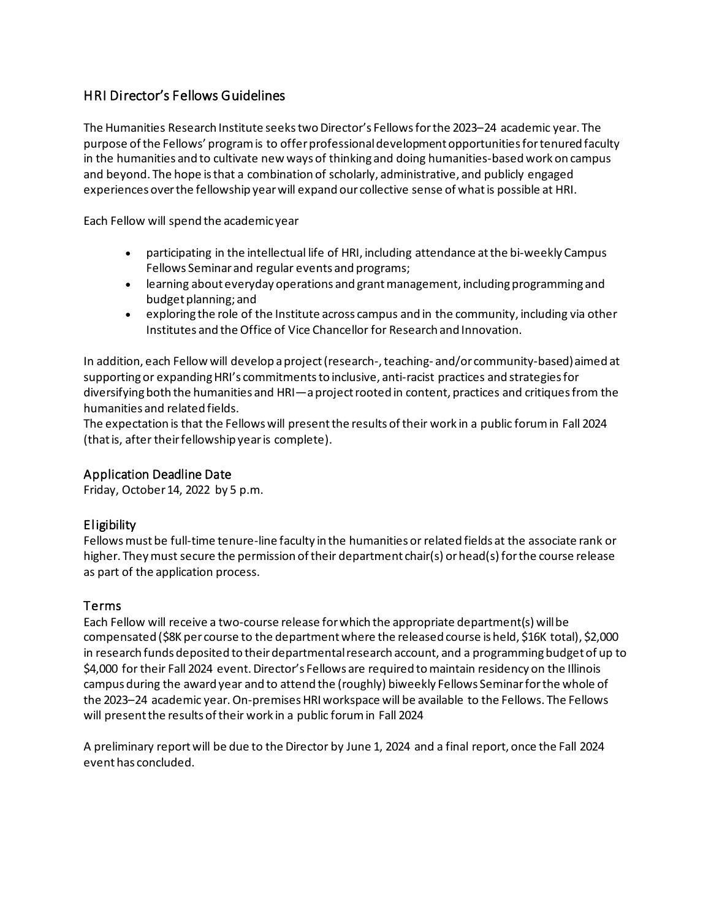## HRI Director's Fellows Guidelines

The Humanities Research Institute seeks two Director's Fellows for the 2023–24 academic year. The purpose of the Fellows' program is to offer professional development opportunities for tenured faculty in the humanities and to cultivate new ways of thinking and doing humanities-based work on campus and beyond. The hope is that a combination of scholarly, administrative, and publicly engaged experiences over the fellowship year will expand our collective sense of what is possible at HRI.

Each Fellow will spend the academic year

- participating in the intellectual life of HRI, including attendance at the bi-weekly Campus Fellows Seminar and regular events and programs;
- learning about everyday operations and grant management, including programming and budget planning; and
- exploring the role of the Institute across campus and in the community, including via other Institutes and the Office of Vice Chancellor for Research and Innovation.

In addition, each Fellow will develop a project (research-, teaching- and/or community-based) aimed at supporting or expanding HRI's commitments to inclusive, anti-racist practices and strategies for diversifying both the humanities and HRI—a project rooted in content, practices and critiques from the humanities and related fields.
The expectation is that the Fellows will present the results of their work in a public forum in Fall 2024 (that is, after their fellowship year is complete).

### Application Deadline Date

Friday, October 14, 2022 by 5 p.m.

### Eligibility

Fellows must be full-time tenure-line faculty in the humanities or related fields at the associate rank or higher. They must secure the permission of their department chair(s) or head(s) for the course release as part of the application process.

### Terms

Each Fellow will receive a two-course release for which the appropriate department(s) will be compensated ($8K per course to the department where the released course is held, $16K total), $2,000 in research funds deposited to their departmental research account, and a programming budget of up to $4,000 for their Fall 2024 event. Director's Fellows are required to maintain residency on the Illinois campus during the award year and to attend the (roughly) biweekly Fellows Seminar for the whole of the 2023–24 academic year. On-premises HRI workspace will be available to the Fellows. The Fellows will present the results of their work in a public forum in Fall 2024

A preliminary report will be due to the Director by June 1, 2024 and a final report, once the Fall 2024 event has concluded.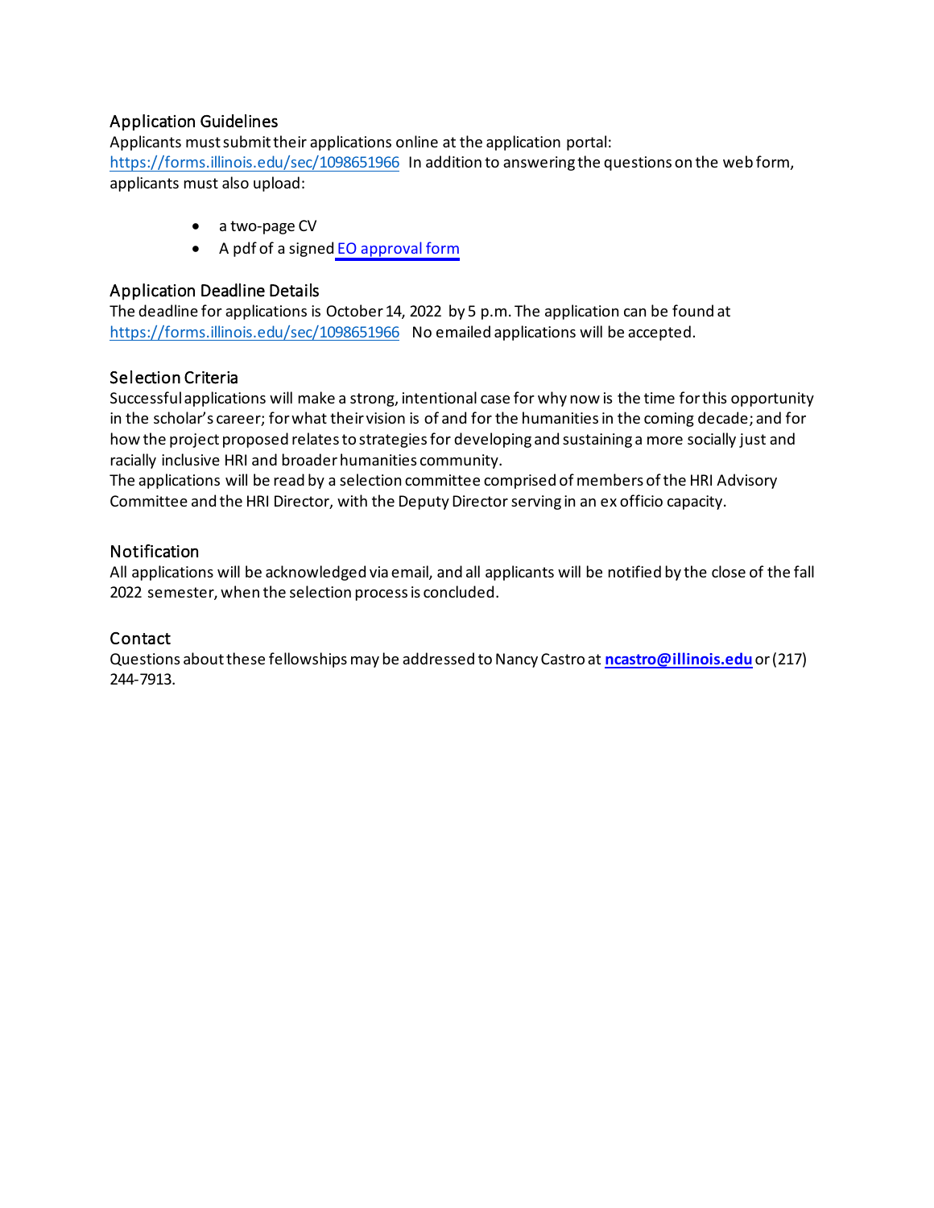## Application Guidelines

Applicants must submit their applications online at the application portal: https://forms.illinois.edu/sec/1098651966 In addition to answering the questions on the web form, applicants must also upload:

- a two-page CV
- A pdf of a signed EO approval form

## Application Deadline Details

The deadline for applications is October 14, 2022 by 5 p.m. The application can be found at https://forms.illinois.edu/sec/1098651966 No emailed applications will be accepted.

## Selection Criteria

Successful applications will make a strong, intentional case for why now is the time for this opportunity in the scholar's career; for what their vision is of and for the humanities in the coming decade; and for how the project proposed relates to strategies for developing and sustaining a more socially just and racially inclusive HRI and broader humanities community.

The applications will be read by a selection committee comprised of members of the HRI Advisory Committee and the HRI Director, with the Deputy Director serving in an ex officio capacity.

## Notification

All applications will be acknowledged via email, and all applicants will be notified by the close of the fall 2022 semester, when the selection process is concluded.

## Contact

Questions about these fellowships may be addressed to Nancy Castro at **ncastro@illinois.edu** or (217) 244-7913.